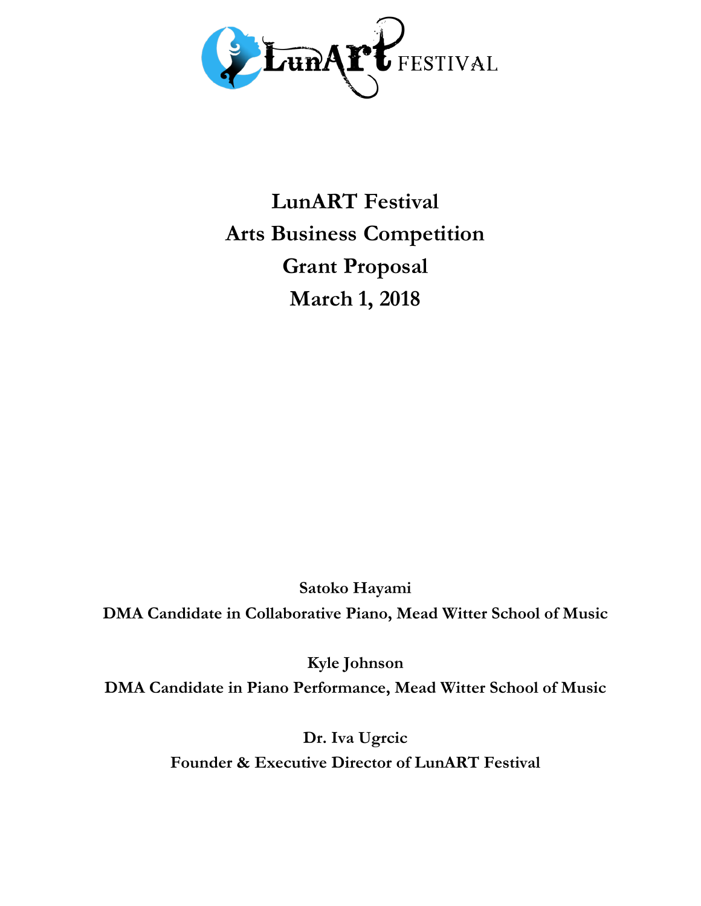# LunART Festival
# Arts Business Competition
# Grant Proposal
# March 1, 2018

**Satoko Hayami**
**DMA Candidate in Collaborative Piano, Mead Witter School of Music**

**Kyle Johnson**
**DMA Candidate in Piano Performance, Mead Witter School of Music**

**Dr. Iva Ugrcic**
**Founder & Executive Director of LunART Festival**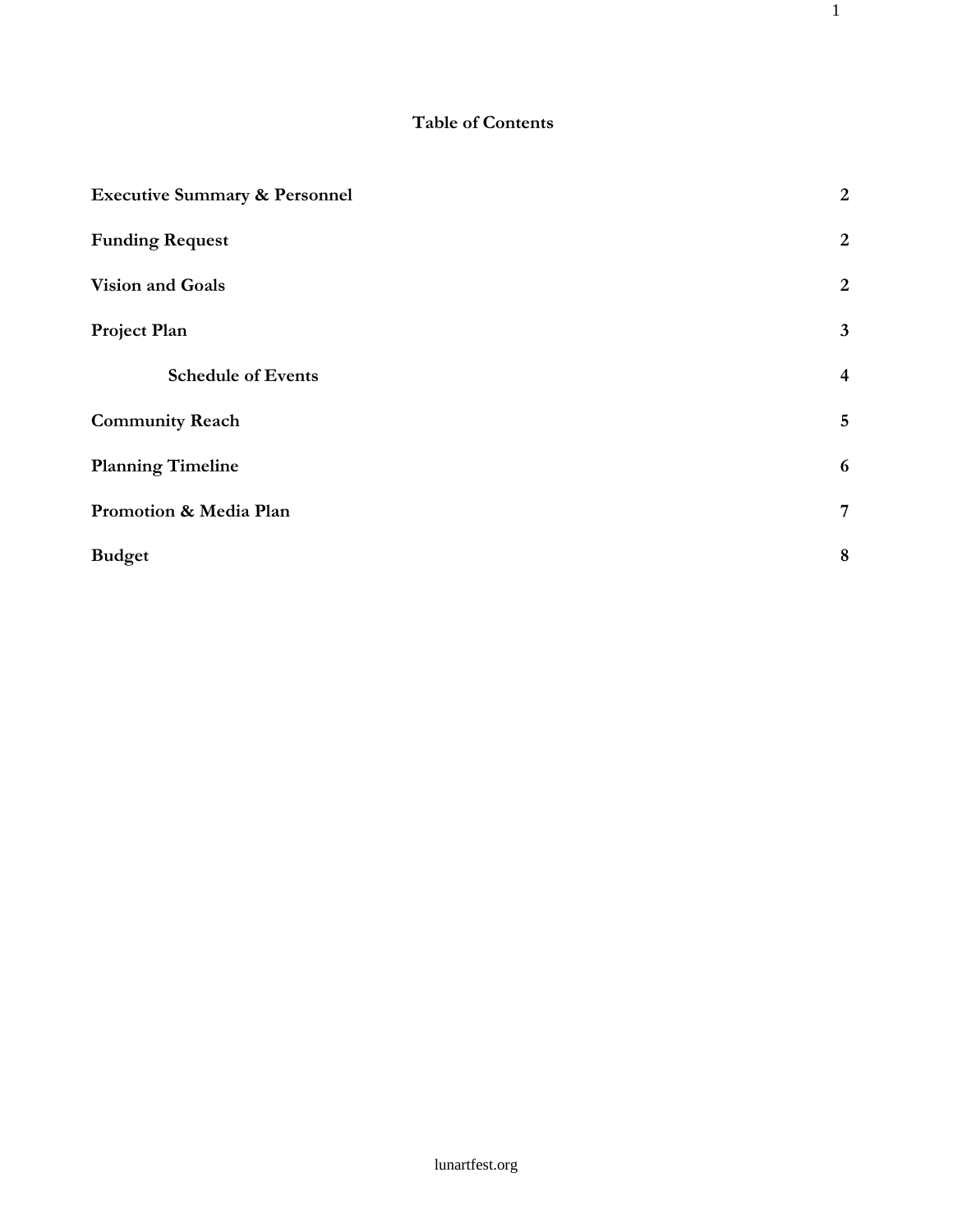# Table of Contents

| | |
|---|---|
| **Executive Summary & Personnel** | **2** |
| **Funding Request** | **2** |
| **Vision and Goals** | **2** |
| **Project Plan** | **3** |
| &nbsp;&nbsp;&nbsp;&nbsp;**Schedule of Events** | **4** |
| **Community Reach** | **5** |
| **Planning Timeline** | **6** |
| **Promotion & Media Plan** | **7** |
| **Budget** | **8** |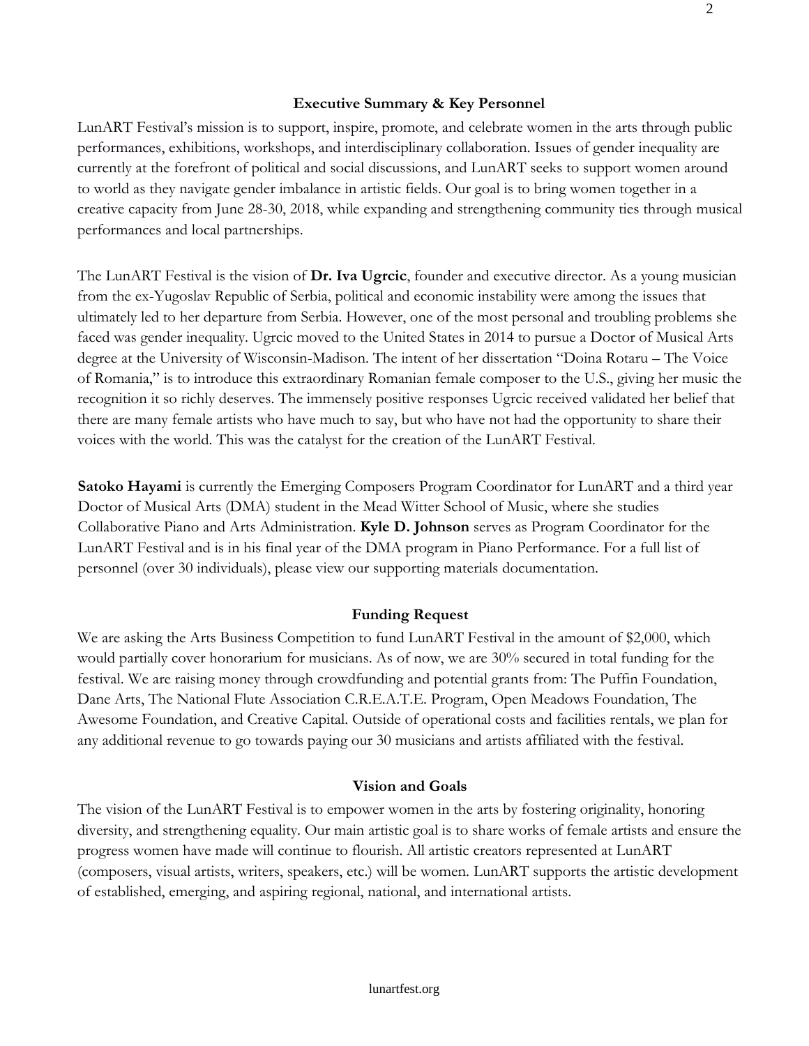## Executive Summary & Key Personnel

LunART Festival's mission is to support, inspire, promote, and celebrate women in the arts through public performances, exhibitions, workshops, and interdisciplinary collaboration. Issues of gender inequality are currently at the forefront of political and social discussions, and LunART seeks to support women around to world as they navigate gender imbalance in artistic fields. Our goal is to bring women together in a creative capacity from June 28-30, 2018, while expanding and strengthening community ties through musical performances and local partnerships.

The LunART Festival is the vision of **Dr. Iva Ugrcic**, founder and executive director. As a young musician from the ex-Yugoslav Republic of Serbia, political and economic instability were among the issues that ultimately led to her departure from Serbia. However, one of the most personal and troubling problems she faced was gender inequality. Ugrcic moved to the United States in 2014 to pursue a Doctor of Musical Arts degree at the University of Wisconsin-Madison. The intent of her dissertation "Doina Rotaru – The Voice of Romania," is to introduce this extraordinary Romanian female composer to the U.S., giving her music the recognition it so richly deserves. The immensely positive responses Ugrcic received validated her belief that there are many female artists who have much to say, but who have not had the opportunity to share their voices with the world. This was the catalyst for the creation of the LunART Festival.

**Satoko Hayami** is currently the Emerging Composers Program Coordinator for LunART and a third year Doctor of Musical Arts (DMA) student in the Mead Witter School of Music, where she studies Collaborative Piano and Arts Administration. **Kyle D. Johnson** serves as Program Coordinator for the LunART Festival and is in his final year of the DMA program in Piano Performance. For a full list of personnel (over 30 individuals), please view our supporting materials documentation.

## Funding Request

We are asking the Arts Business Competition to fund LunART Festival in the amount of $2,000, which would partially cover honorarium for musicians. As of now, we are 30% secured in total funding for the festival. We are raising money through crowdfunding and potential grants from: The Puffin Foundation, Dane Arts, The National Flute Association C.R.E.A.T.E. Program, Open Meadows Foundation, The Awesome Foundation, and Creative Capital. Outside of operational costs and facilities rentals, we plan for any additional revenue to go towards paying our 30 musicians and artists affiliated with the festival.

## Vision and Goals

The vision of the LunART Festival is to empower women in the arts by fostering originality, honoring diversity, and strengthening equality. Our main artistic goal is to share works of female artists and ensure the progress women have made will continue to flourish. All artistic creators represented at LunART (composers, visual artists, writers, speakers, etc.) will be women. LunART supports the artistic development of established, emerging, and aspiring regional, national, and international artists.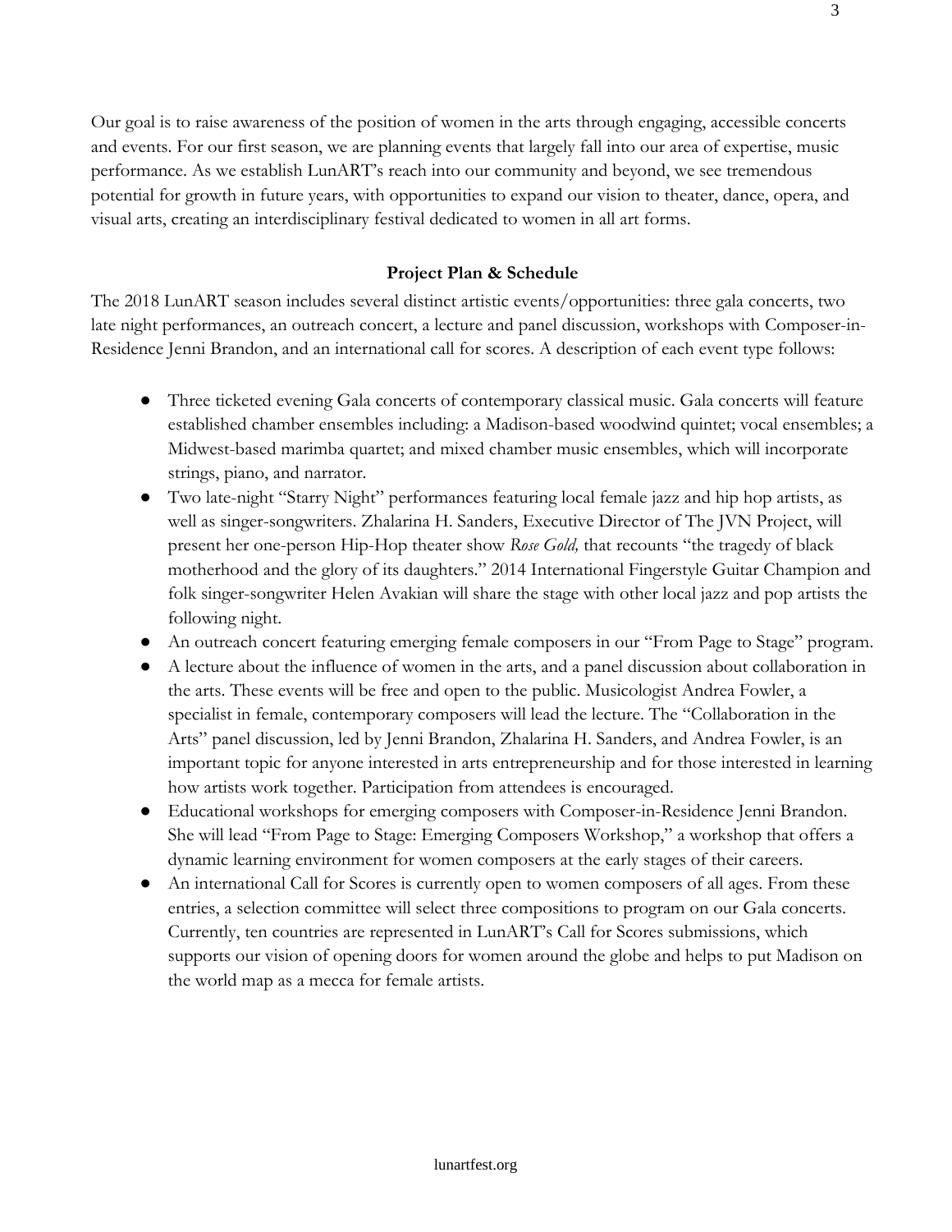Our goal is to raise awareness of the position of women in the arts through engaging, accessible concerts and events. For our first season, we are planning events that largely fall into our area of expertise, music performance. As we establish LunART's reach into our community and beyond, we see tremendous potential for growth in future years, with opportunities to expand our vision to theater, dance, opera, and visual arts, creating an interdisciplinary festival dedicated to women in all art forms.

### Project Plan & Schedule

The 2018 LunART season includes several distinct artistic events/opportunities: three gala concerts, two late night performances, an outreach concert, a lecture and panel discussion, workshops with Composer-in-Residence Jenni Brandon, and an international call for scores. A description of each event type follows:

- Three ticketed evening Gala concerts of contemporary classical music. Gala concerts will feature established chamber ensembles including: a Madison-based woodwind quintet; vocal ensembles; a Midwest-based marimba quartet; and mixed chamber music ensembles, which will incorporate strings, piano, and narrator.
- Two late-night "Starry Night" performances featuring local female jazz and hip hop artists, as well as singer-songwriters. Zhalarina H. Sanders, Executive Director of The JVN Project, will present her one-person Hip-Hop theater show *Rose Gold,* that recounts "the tragedy of black motherhood and the glory of its daughters." 2014 International Fingerstyle Guitar Champion and folk singer-songwriter Helen Avakian will share the stage with other local jazz and pop artists the following night.
- An outreach concert featuring emerging female composers in our "From Page to Stage" program.
- A lecture about the influence of women in the arts, and a panel discussion about collaboration in the arts. These events will be free and open to the public. Musicologist Andrea Fowler, a specialist in female, contemporary composers will lead the lecture. The "Collaboration in the Arts" panel discussion, led by Jenni Brandon, Zhalarina H. Sanders, and Andrea Fowler, is an important topic for anyone interested in arts entrepreneurship and for those interested in learning how artists work together. Participation from attendees is encouraged.
- Educational workshops for emerging composers with Composer-in-Residence Jenni Brandon. She will lead "From Page to Stage: Emerging Composers Workshop," a workshop that offers a dynamic learning environment for women composers at the early stages of their careers.
- An international Call for Scores is currently open to women composers of all ages. From these entries, a selection committee will select three compositions to program on our Gala concerts. Currently, ten countries are represented in LunART's Call for Scores submissions, which supports our vision of opening doors for women around the globe and helps to put Madison on the world map as a mecca for female artists.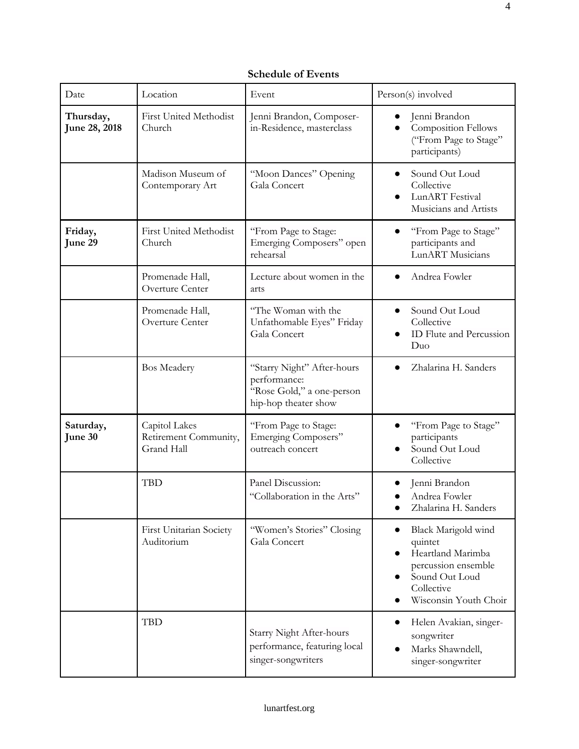**Schedule of Events**

| Date | Location | Event | Person(s) involved |
|---|---|---|---|
| **Thursday, June 28, 2018** | First United Methodist Church | Jenni Brandon, Composer-in-Residence, masterclass | • Jenni Brandon<br>• Composition Fellows ("From Page to Stage" participants) |
| | Madison Museum of Contemporary Art | "Moon Dances" Opening Gala Concert | • Sound Out Loud Collective<br>• LunART Festival Musicians and Artists |
| **Friday, June 29** | First United Methodist Church | "From Page to Stage: Emerging Composers" open rehearsal | • "From Page to Stage" participants and LunART Musicians |
| | Promenade Hall, Overture Center | Lecture about women in the arts | • Andrea Fowler |
| | Promenade Hall, Overture Center | "The Woman with the Unfathomable Eyes" Friday Gala Concert | • Sound Out Loud Collective<br>• ID Flute and Percussion Duo |
| | Bos Meadery | "Starry Night" After-hours performance: "Rose Gold," a one-person hip-hop theater show | • Zhalarina H. Sanders |
| **Saturday, June 30** | Capitol Lakes Retirement Community, Grand Hall | "From Page to Stage: Emerging Composers" outreach concert | • "From Page to Stage" participants<br>• Sound Out Loud Collective |
| | TBD | Panel Discussion: "Collaboration in the Arts" | • Jenni Brandon<br>• Andrea Fowler<br>• Zhalarina H. Sanders |
| | First Unitarian Society Auditorium | "Women's Stories" Closing Gala Concert | • Black Marigold wind quintet<br>• Heartland Marimba percussion ensemble<br>• Sound Out Loud Collective<br>• Wisconsin Youth Choir |
| | TBD | Starry Night After-hours performance, featuring local singer-songwriters | • Helen Avakian, singer-songwriter<br>• Marks Shawndell, singer-songwriter |

lunartfest.org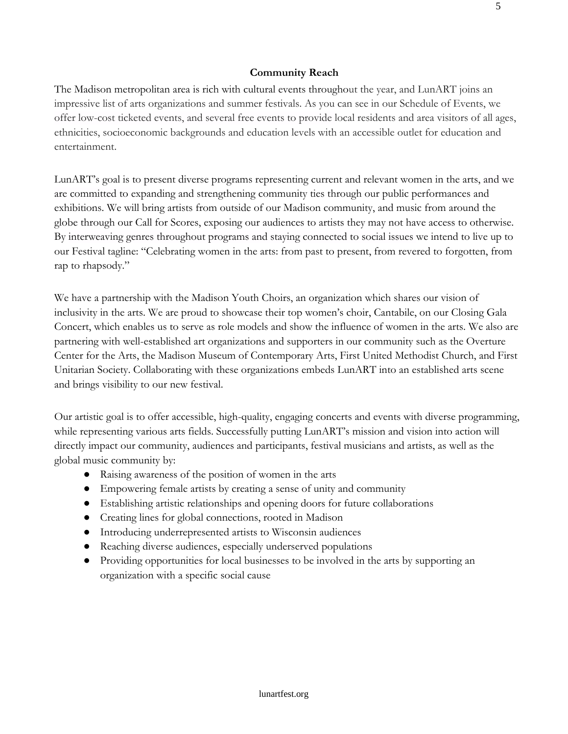## Community Reach

The Madison metropolitan area is rich with cultural events throughout the year, and LunART joins an impressive list of arts organizations and summer festivals. As you can see in our Schedule of Events, we offer low-cost ticketed events, and several free events to provide local residents and area visitors of all ages, ethnicities, socioeconomic backgrounds and education levels with an accessible outlet for education and entertainment.

LunART's goal is to present diverse programs representing current and relevant women in the arts, and we are committed to expanding and strengthening community ties through our public performances and exhibitions. We will bring artists from outside of our Madison community, and music from around the globe through our Call for Scores, exposing our audiences to artists they may not have access to otherwise. By interweaving genres throughout programs and staying connected to social issues we intend to live up to our Festival tagline: "Celebrating women in the arts: from past to present, from revered to forgotten, from rap to rhapsody."

We have a partnership with the Madison Youth Choirs, an organization which shares our vision of inclusivity in the arts. We are proud to showcase their top women's choir, Cantabile, on our Closing Gala Concert, which enables us to serve as role models and show the influence of women in the arts. We also are partnering with well-established art organizations and supporters in our community such as the Overture Center for the Arts, the Madison Museum of Contemporary Arts, First United Methodist Church, and First Unitarian Society. Collaborating with these organizations embeds LunART into an established arts scene and brings visibility to our new festival.

Our artistic goal is to offer accessible, high-quality, engaging concerts and events with diverse programming, while representing various arts fields. Successfully putting LunART's mission and vision into action will directly impact our community, audiences and participants, festival musicians and artists, as well as the global music community by:

- Raising awareness of the position of women in the arts
- Empowering female artists by creating a sense of unity and community
- Establishing artistic relationships and opening doors for future collaborations
- Creating lines for global connections, rooted in Madison
- Introducing underrepresented artists to Wisconsin audiences
- Reaching diverse audiences, especially underserved populations
- Providing opportunities for local businesses to be involved in the arts by supporting an organization with a specific social cause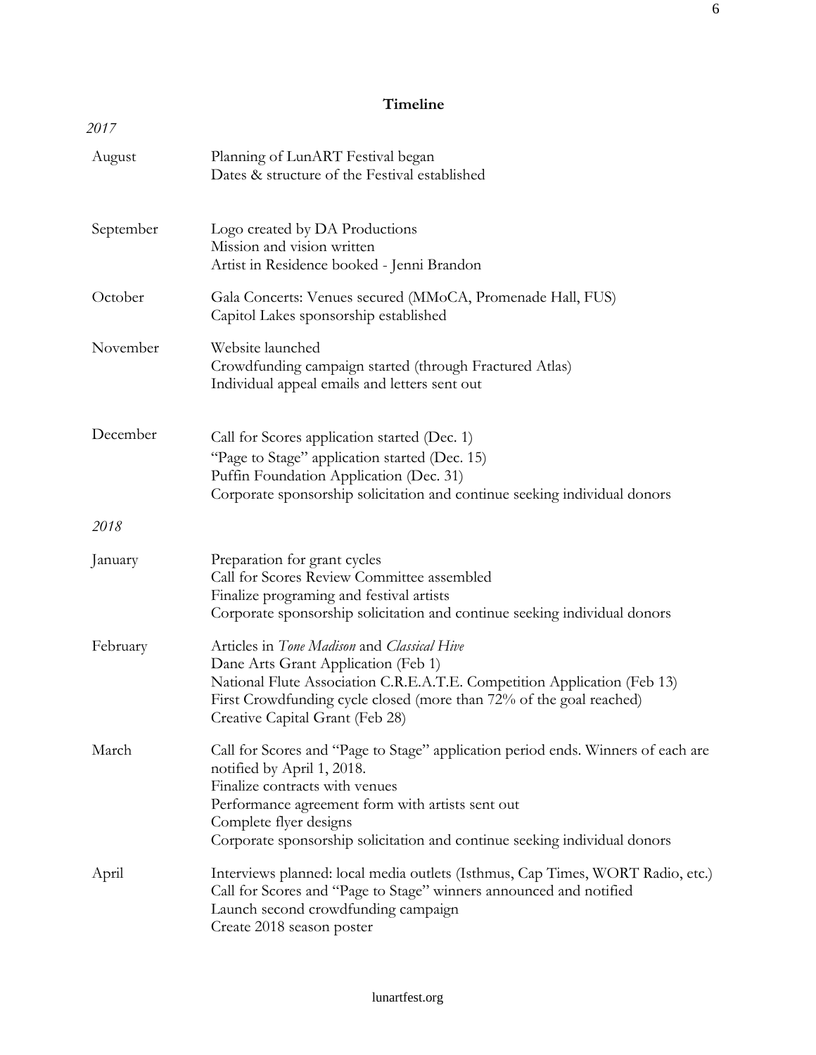# Timeline

*2017*

| | |
|---|---|
| August | Planning of LunART Festival began<br>Dates & structure of the Festival established |
| September | Logo created by DA Productions<br>Mission and vision written<br>Artist in Residence booked - Jenni Brandon |
| October | Gala Concerts: Venues secured (MMoCA, Promenade Hall, FUS)<br>Capitol Lakes sponsorship established |
| November | Website launched<br>Crowdfunding campaign started (through Fractured Atlas)<br>Individual appeal emails and letters sent out |
| December | Call for Scores application started (Dec. 1)<br>"Page to Stage" application started (Dec. 15)<br>Puffin Foundation Application (Dec. 31)<br>Corporate sponsorship solicitation and continue seeking individual donors |

*2018*

| | |
|---|---|
| January | Preparation for grant cycles<br>Call for Scores Review Committee assembled<br>Finalize programing and festival artists<br>Corporate sponsorship solicitation and continue seeking individual donors |
| February | Articles in *Tone Madison* and *Classical Hive*<br>Dane Arts Grant Application (Feb 1)<br>National Flute Association C.R.E.A.T.E. Competition Application (Feb 13)<br>First Crowdfunding cycle closed (more than 72% of the goal reached)<br>Creative Capital Grant (Feb 28) |
| March | Call for Scores and "Page to Stage" application period ends. Winners of each are notified by April 1, 2018.<br>Finalize contracts with venues<br>Performance agreement form with artists sent out<br>Complete flyer designs<br>Corporate sponsorship solicitation and continue seeking individual donors |
| April | Interviews planned: local media outlets (Isthmus, Cap Times, WORT Radio, etc.)<br>Call for Scores and "Page to Stage" winners announced and notified<br>Launch second crowdfunding campaign<br>Create 2018 season poster |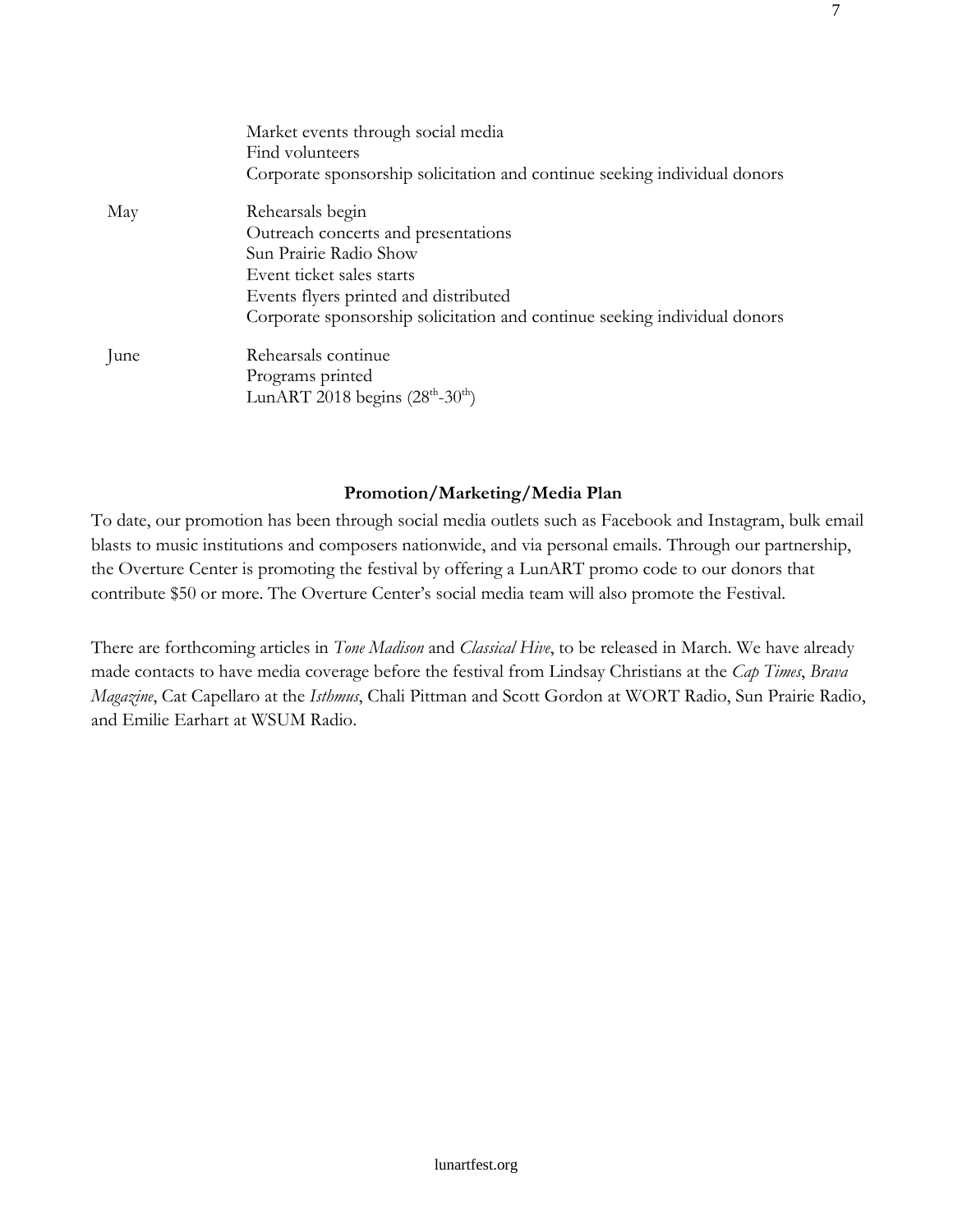| | |
|---|---|
| | Market events through social media<br>Find volunteers<br>Corporate sponsorship solicitation and continue seeking individual donors |
| May | Rehearsals begin<br>Outreach concerts and presentations<br>Sun Prairie Radio Show<br>Event ticket sales starts<br>Events flyers printed and distributed<br>Corporate sponsorship solicitation and continue seeking individual donors |
| June | Rehearsals continue<br>Programs printed<br>LunART 2018 begins (28th-30th) |

**Promotion/Marketing/Media Plan**

To date, our promotion has been through social media outlets such as Facebook and Instagram, bulk email blasts to music institutions and composers nationwide, and via personal emails. Through our partnership, the Overture Center is promoting the festival by offering a LunART promo code to our donors that contribute $50 or more. The Overture Center's social media team will also promote the Festival.

There are forthcoming articles in *Tone Madison* and *Classical Hive*, to be released in March. We have already made contacts to have media coverage before the festival from Lindsay Christians at the *Cap Times*, *Brava Magazine*, Cat Capellaro at the *Isthmus*, Chali Pittman and Scott Gordon at WORT Radio, Sun Prairie Radio, and Emilie Earhart at WSUM Radio.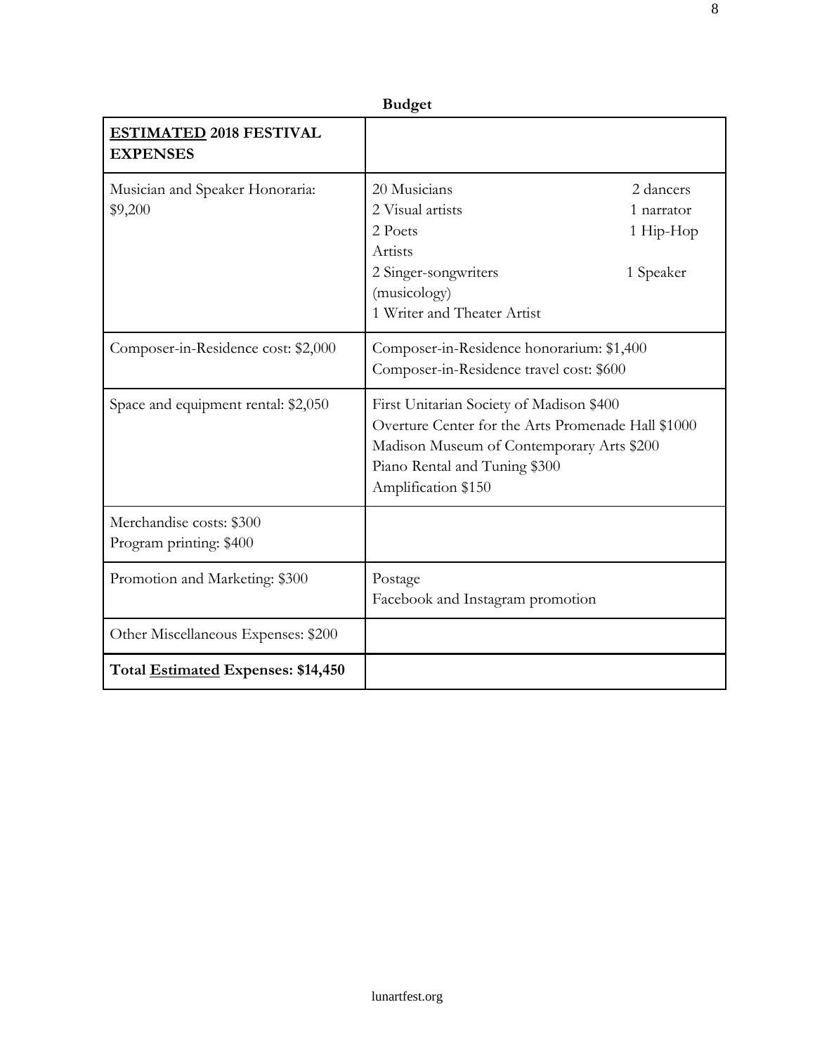## Budget

| **<u>ESTIMATED</u> 2018 FESTIVAL EXPENSES** | |
|---|---|
| Musician and Speaker Honoraria: $9,200 | 20 Musicians, 2 dancers<br>2 Visual artists, 1 narrator<br>2 Poets, 1 Hip-Hop Artists<br>2 Singer-songwriters, 1 Speaker (musicology)<br>1 Writer and Theater Artist |
| Composer-in-Residence cost: $2,000 | Composer-in-Residence honorarium: $1,400<br>Composer-in-Residence travel cost: $600 |
| Space and equipment rental: $2,050 | First Unitarian Society of Madison $400<br>Overture Center for the Arts Promenade Hall $1000<br>Madison Museum of Contemporary Arts $200<br>Piano Rental and Tuning $300<br>Amplification $150 |
| Merchandise costs: $300<br>Program printing: $400 | |
| Promotion and Marketing: $300 | Postage<br>Facebook and Instagram promotion |
| Other Miscellaneous Expenses: $200 | |
| **Total <u>Estimated</u> Expenses: $14,450** | |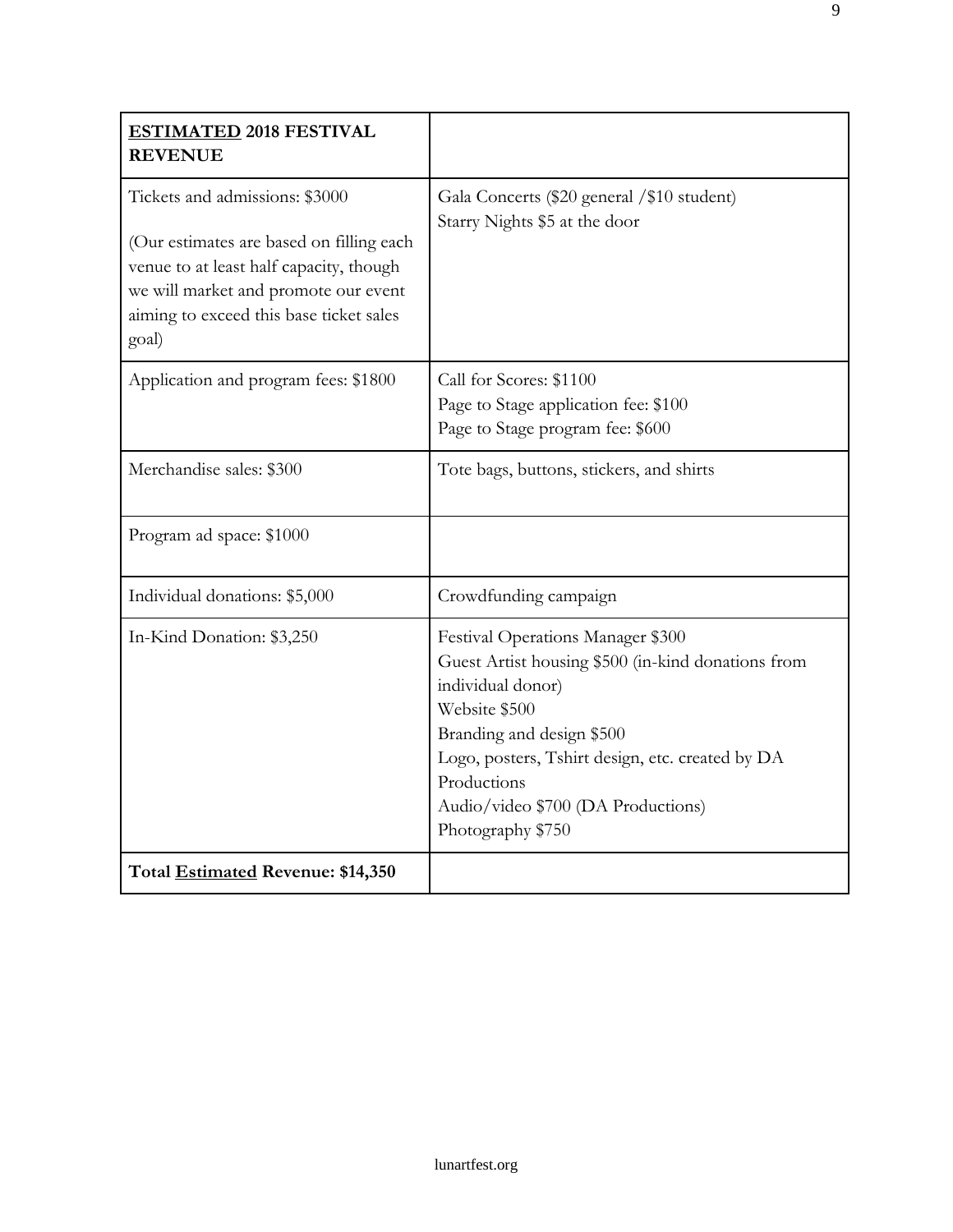| **<u>ESTIMATED</u> 2018 FESTIVAL REVENUE** | |
|---|---|
| Tickets and admissions: $3000<br><br>(Our estimates are based on filling each venue to at least half capacity, though we will market and promote our event aiming to exceed this base ticket sales goal) | Gala Concerts ($20 general /$10 student)<br>Starry Nights $5 at the door |
| Application and program fees: $1800 | Call for Scores: $1100<br>Page to Stage application fee: $100<br>Page to Stage program fee: $600 |
| Merchandise sales: $300 | Tote bags, buttons, stickers, and shirts |
| Program ad space: $1000 | |
| Individual donations: $5,000 | Crowdfunding campaign |
| In-Kind Donation: $3,250 | Festival Operations Manager $300<br>Guest Artist housing $500 (in-kind donations from individual donor)<br>Website $500<br>Branding and design $500<br>Logo, posters, Tshirt design, etc. created by DA Productions<br>Audio/video $700 (DA Productions)<br>Photography $750 |
| **Total <u>Estimated</u> Revenue: $14,350** | |